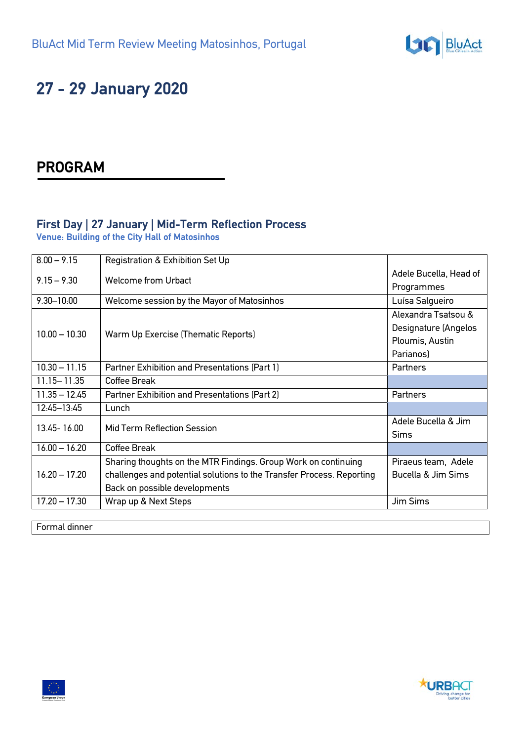BluAct Mid Term Review Meeting Matosinhos, Portugal

# 27 - 29 January 2020

## PROGRAM

### First Day | 27 January | Mid-Term Reflection Process

**Venue: Building of the City Hall of Matosinhos**

| | | |
|---|---|---|
| 8.00 – 9.15 | Registration & Exhibition Set Up | |
| 9.15 – 9.30 | Welcome from Urbact | Adele Bucella, Head of Programmes |
| 9.30–10:00 | Welcome session by the Mayor of Matosinhos | Luísa Salgueiro |
| 10.00 – 10.30 | Warm Up Exercise (Thematic Reports) | Alexandra Tsatsou & Designature (Angelos Ploumis, Austin Parianos) |
| 10.30 – 11.15 | Partner Exhibition and Presentations (Part 1) | Partners |
| 11.15– 11.35 | Coffee Break | |
| 11.35 – 12.45 | Partner Exhibition and Presentations (Part 2) | Partners |
| 12:45–13:45 | Lunch | |
| 13.45- 16.00 | Mid Term Reflection Session | Adele Bucella & Jim Sims |
| 16.00 – 16.20 | Coffee Break | |
| 16.20 – 17.20 | Sharing thoughts on the MTR Findings. Group Work on continuing challenges and potential solutions to the Transfer Process. Reporting Back on possible developments | Piraeus team, Adele Bucella & Jim Sims |
| 17.20 – 17.30 | Wrap up & Next Steps | Jim Sims |

| Formal dinner |
|---|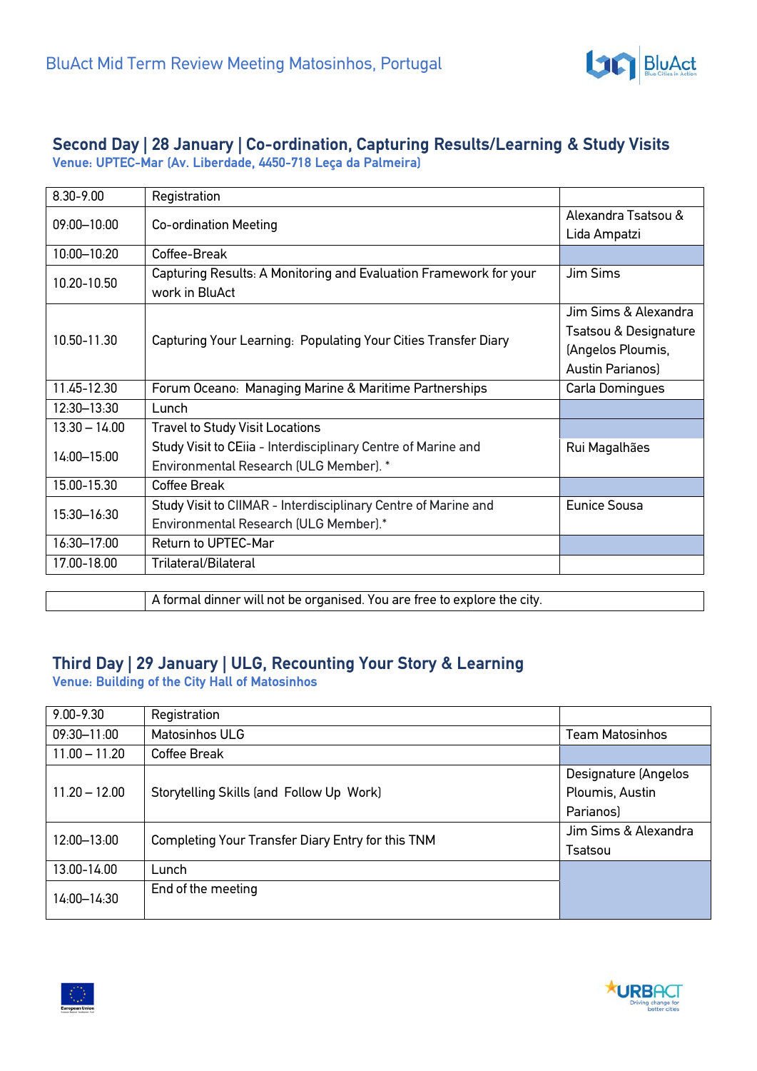## Second Day | 28 January | Co-ordination, Capturing Results/Learning & Study Visits

**Venue: UPTEC-Mar (Av. Liberdade, 4450-718 Leça da Palmeira)**

| | | |
|---|---|---|
| 8.30-9.00 | Registration | |
| 09:00–10:00 | Co-ordination Meeting | Alexandra Tsatsou & Lida Ampatzi |
| 10:00–10:20 | Coffee-Break | |
| 10.20-10.50 | Capturing Results: A Monitoring and Evaluation Framework for your work in BluAct | Jim Sims |
| 10.50-11.30 | Capturing Your Learning: Populating Your Cities Transfer Diary | Jim Sims & Alexandra Tsatsou & Designature (Angelos Ploumis, Austin Parianos) |
| 11.45-12.30 | Forum Oceano: Managing Marine & Maritime Partnerships | Carla Domingues |
| 12:30–13:30 | Lunch | |
| 13.30 – 14.00 | Travel to Study Visit Locations | |
| 14:00–15:00 | Study Visit to CEiia - Interdisciplinary Centre of Marine and Environmental Research (ULG Member). * | Rui Magalhães |
| 15.00-15.30 | Coffee Break | |
| 15:30–16:30 | Study Visit to CIIMAR - Interdisciplinary Centre of Marine and Environmental Research (ULG Member).* | Eunice Sousa |
| 16:30–17:00 | Return to UPTEC-Mar | |
| 17.00-18.00 | Trilateral/Bilateral | |

| | |
|---|---|
| | A formal dinner will not be organised. You are free to explore the city. |

## Third Day | 29 January | ULG, Recounting Your Story & Learning

**Venue: Building of the City Hall of Matosinhos**

| | | |
|---|---|---|
| 9.00-9.30 | Registration | |
| 09:30–11:00 | Matosinhos ULG | Team Matosinhos |
| 11.00 – 11.20 | Coffee Break | |
| 11.20 – 12.00 | Storytelling Skills (and Follow Up Work) | Designature (Angelos Ploumis, Austin Parianos) |
| 12:00–13:00 | Completing Your Transfer Diary Entry for this TNM | Jim Sims & Alexandra Tsatsou |
| 13.00-14.00 | Lunch | |
| 14:00–14:30 | End of the meeting | |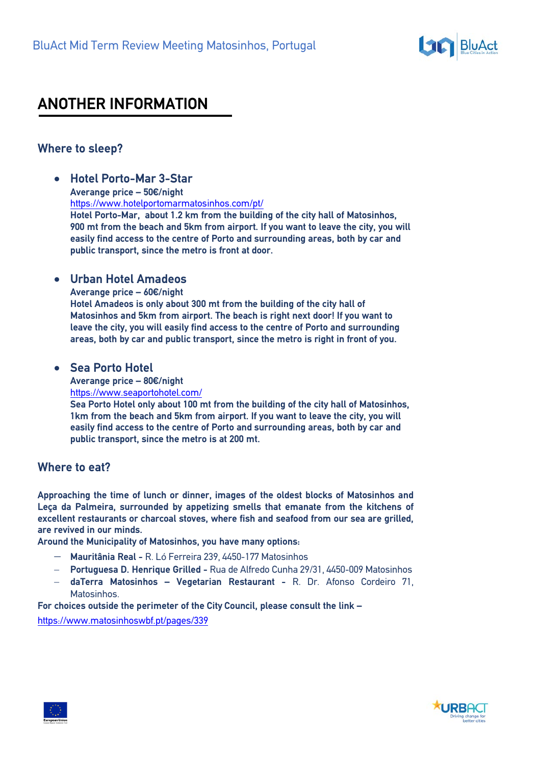# ANOTHER INFORMATION

## Where to sleep?

- **Hotel Porto-Mar 3-Star**
  **Averange price – 50€/night**
  https://www.hotelportomarmatosinhos.com/pt/
  **Hotel Porto-Mar, about 1.2 km from the building of the city hall of Matosinhos, 900 mt from the beach and 5km from airport. If you want to leave the city, you will easily find access to the centre of Porto and surrounding areas, both by car and public transport, since the metro is front at door.**

- **Urban Hotel Amadeos**
  **Averange price – 60€/night**
  **Hotel Amadeos is only about 300 mt from the building of the city hall of Matosinhos and 5km from airport. The beach is right next door! If you want to leave the city, you will easily find access to the centre of Porto and surrounding areas, both by car and public transport, since the metro is right in front of you.**

- **Sea Porto Hotel**
  **Averange price – 80€/night**
  https://www.seaportohotel.com/
  **Sea Porto Hotel only about 100 mt from the building of the city hall of Matosinhos, 1km from the beach and 5km from airport. If you want to leave the city, you will easily find access to the centre of Porto and surrounding areas, both by car and public transport, since the metro is at 200 mt.**

## Where to eat?

**Approaching the time of lunch or dinner, images of the oldest blocks of Matosinhos and Leça da Palmeira, surrounded by appetizing smells that emanate from the kitchens of excellent restaurants or charcoal stoves, where fish and seafood from our sea are grilled, are revived in our minds.**

**Around the Municipality of Matosinhos, you have many options:**

- **Mauritânia Real -** R. Ló Ferreira 239, 4450-177 Matosinhos
- **Portuguesa D. Henrique Grilled -** Rua de Alfredo Cunha 29/31, 4450-009 Matosinhos
- **daTerra Matosinhos – Vegetarian Restaurant -** R. Dr. Afonso Cordeiro 71, Matosinhos.

**For choices outside the perimeter of the City Council, please consult the link –**
https://www.matosinhoswbf.pt/pages/339